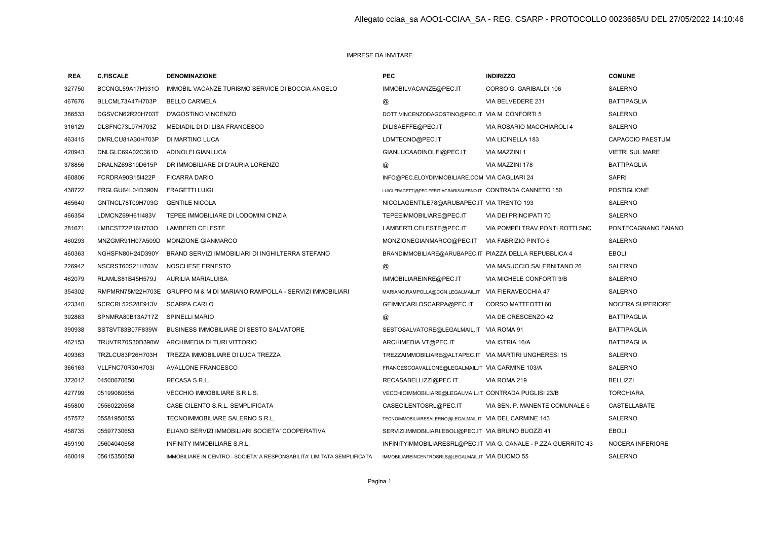Allegato cciaa_sa AOO1-CCIAA_SA - REG. CSARP - PROTOCOLLO 0023685/U DEL 27/05/2022 14:10:46

IMPRESE DA INVITARE

| REA | C.FISCALE | DENOMINAZIONE | PEC | INDIRIZZO | COMUNE |
|---|---|---|---|---|---|
| 327750 | BCCNGL59A17H931O | IMMOBIL VACANZE TURISMO SERVICE DI BOCCIA ANGELO | IMMOBILVACANZE@PEC.IT | CORSO G. GARIBALDI 106 | SALERNO |
| 467676 | BLLCML73A47H703P | BELLO CARMELA | @ | VIA BELVEDERE 231 | BATTIPAGLIA |
| 386533 | DGSVCN62R20H703T | D'AGOSTINO VINCENZO | DOTT.VINCENZODAGOSTINO@PEC.IT | VIA M. CONFORTI 5 | SALERNO |
| 316129 | DLSFNC73L07H703Z | MEDIADIL DI DI LISA FRANCESCO | DILISAEFFE@PEC.IT | VIA ROSARIO MACCHIAROLI 4 | SALERNO |
| 463415 | DMRLCU81A30H703P | DI MARTINO LUCA | LDMTECNO@PEC.IT | VIA LICINELLA 183 | CAPACCIO PAESTUM |
| 420943 | DNLGLC69A02C361D | ADINOLFI GIANLUCA | GIANLUCAADINOLFI@PEC.IT | VIA MAZZINI 1 | VIETRI SUL MARE |
| 378856 | DRALNZ69S19D615P | DR IMMOBILIARE DI D'AURIA LORENZO | @ | VIA MAZZINI 178 | BATTIPAGLIA |
| 460806 | FCRDRA90B15I422P | FICARRA DARIO | INFO@PEC.ELOYDIMMOBILIARE.COM | VIA CAGLIARI 24 | SAPRI |
| 438722 | FRGLGU64L04D390N | FRAGETTI LUIGI | LUIGI.FRAGETTI@PEC.PERITIAGRARISALERNO.IT | CONTRADA CANNETO 150 | POSTIGLIONE |
| 465640 | GNTNCL78T09H703G | GENTILE NICOLA | NICOLAGENTILE78@ARUBAPEC.IT | VIA TRENTO 193 | SALERNO |
| 466354 | LDMCNZ69H61I483V | TEPEE IMMOBILIARE DI LODOMINI CINZIA | TEPEEIMMOBILIARE@PEC.IT | VIA DEI PRINCIPATI 70 | SALERNO |
| 281671 | LMBCST72P16H703O | LAMBERTI CELESTE | LAMBERTI.CELESTE@PEC.IT | VIA POMPEI TRAV.PONTI ROTTI SNC | PONTECAGNANO FAIANO |
| 460293 | MNZGMR91H07A509D | MONZIONE GIANMARCO | MONZIONEGIANMARCO@PEC.IT | VIA FABRIZIO PINTO 6 | SALERNO |
| 460363 | NGHSFN80H24D390Y | BRAND SERVIZI IMMOBILIARI DI INGHILTERRA STEFANO | BRANDIMMOBILIARE@ARUBAPEC.IT | PIAZZA DELLA REPUBBLICA 4 | EBOLI |
| 226942 | NSCRST60S21H703V | NOSCHESE ERNESTO | @ | VIA MASUCCIO SALERNITANO 26 | SALERNO |
| 462079 | RLAMLS81B45H579J | AURILIA MARIALUISA | IMMOBILIAREINRE@PEC.IT | VIA MICHELE CONFORTI 3/B | SALERNO |
| 354302 | RMPMRN75M22H703E | GRUPPO M & M DI MARIANO RAMPOLLA - SERVIZI IMMOBILIARI | MARIANO.RAMPOLLA@CGN.LEGALMAIL.IT | VIA FIERAVECCHIA 47 | SALERNO |
| 423340 | SCRCRL52S28F913V | SCARPA CARLO | GEIMMCARLOSCARPA@PEC.IT | CORSO MATTEOTTI 60 | NOCERA SUPERIORE |
| 392863 | SPNMRA80B13A717Z | SPINELLI MARIO | @ | VIA DE CRESCENZO 42 | BATTIPAGLIA |
| 390938 | SSTSVT83B07F839W | BUSINESS IMMOBILIARE DI SESTO SALVATORE | SESTOSALVATORE@LEGALMAIL.IT | VIA ROMA 91 | BATTIPAGLIA |
| 462153 | TRUVTR70S30D390W | ARCHIMEDIA DI TURI VITTORIO | ARCHIMEDIA.VT@PEC.IT | VIA ISTRIA 16/A | BATTIPAGLIA |
| 409363 | TRZLCU83P26H703H | TREZZA IMMOBILIARE DI LUCA TREZZA | TREZZAIMMOBILIARE@ALTAPEC.IT | VIA MARTIRI UNGHERESI 15 | SALERNO |
| 366163 | VLLFNC70R30H703I | AVALLONE FRANCESCO | FRANCESCOAVALLONE@LEGALMAIL.IT | VIA CARMINE 103/A | SALERNO |
| 372012 | 04500670650 | RECASA S.R.L. | RECASABELLIZZI@PEC.IT | VIA ROMA 219 | BELLIZZI |
| 427799 | 05199080655 | VECCHIO IMMOBILIARE S.R.L.S. | VECCHIOIMMOBILIARE@LEGALMAIL.IT | CONTRADA PUGLISI 23/B | TORCHIARA |
| 455800 | 05560220658 | CASE CILENTO S.R.L. SEMPLIFICATA | CASECILENTOSRL@PEC.IT | VIA SEN. P. MANENTE COMUNALE 6 | CASTELLABATE |
| 457572 | 05581950655 | TECNOIMMOBILIARE SALERNO S.R.L. | TECNOIMMOBILIARESALERNO@LEGALMAIL.IT | VIA DEL CARMINE 143 | SALERNO |
| 458735 | 05597730653 | ELIANO SERVIZI IMMOBILIARI SOCIETA' COOPERATIVA | SERVIZI.IMMOBILIARI.EBOLI@PEC.IT | VIA BRUNO BUOZZI 41 | EBOLI |
| 459190 | 05604040658 | INFINITY IMMOBILIARE S.R.L. | INFINITYIMMOBILIARESRL@PEC.IT | VIA G. CANALE - P.ZZA GUERRITO 43 | NOCERA INFERIORE |
| 460019 | 05615350658 | IMMOBILIARE IN CENTRO - SOCIETA' A RESPONSABILITA' LIMITATA SEMPLIFICATA | IMMOBILIAREINCENTROSRLS@LEGALMAIL.IT | VIA DUOMO 55 | SALERNO |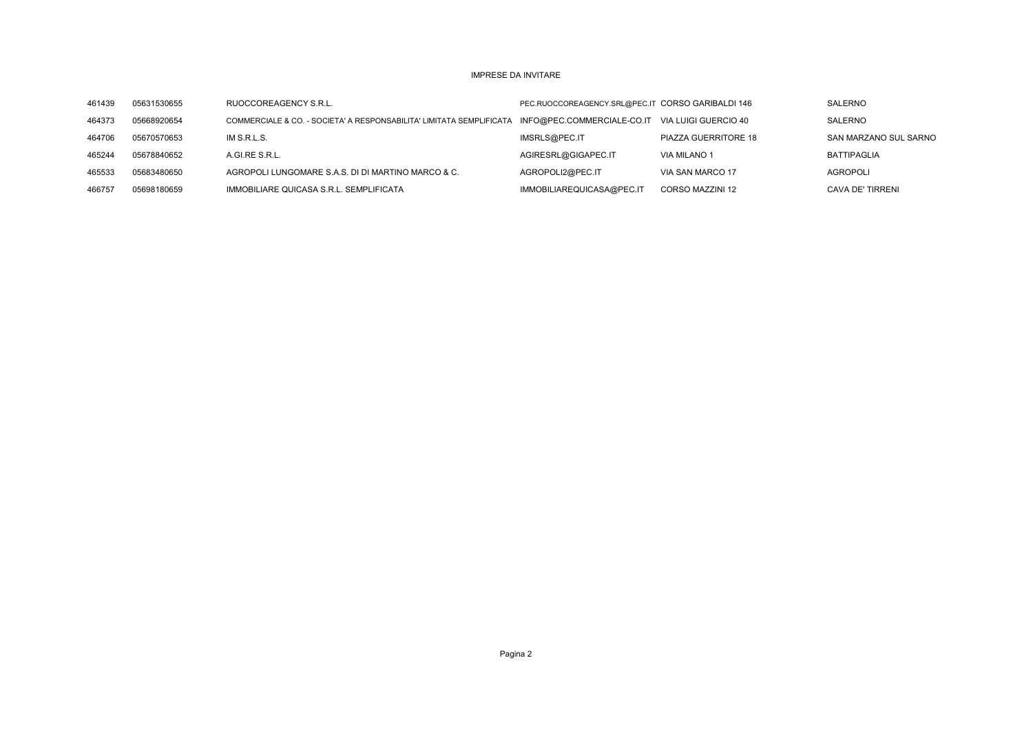IMPRESE DA INVITARE

| | | | | | |
|---|---|---|---|---|---|
| 461439 | 05631530655 | RUOCCOREAGENCY S.R.L. | PEC.RUOCCOREAGENCY.SRL@PEC.IT | CORSO GARIBALDI 146 | SALERNO |
| 464373 | 05668920654 | COMMERCIALE & CO. - SOCIETA' A RESPONSABILITA' LIMITATA SEMPLIFICATA | INFO@PEC.COMMERCIALE-CO.IT | VIA LUIGI GUERCIO 40 | SALERNO |
| 464706 | 05670570653 | IM S.R.L.S. | IMSRLS@PEC.IT | PIAZZA GUERRITORE 18 | SAN MARZANO SUL SARNO |
| 465244 | 05678840652 | A.GI.RE S.R.L. | AGIRESRL@GIGAPEC.IT | VIA MILANO 1 | BATTIPAGLIA |
| 465533 | 05683480650 | AGROPOLI LUNGOMARE S.A.S. DI DI MARTINO MARCO & C. | AGROPOLI2@PEC.IT | VIA SAN MARCO 17 | AGROPOLI |
| 466757 | 05698180659 | IMMOBILIARE QUICASA S.R.L. SEMPLIFICATA | IMMOBILIAREQUICASA@PEC.IT | CORSO MAZZINI 12 | CAVA DE' TIRRENI |